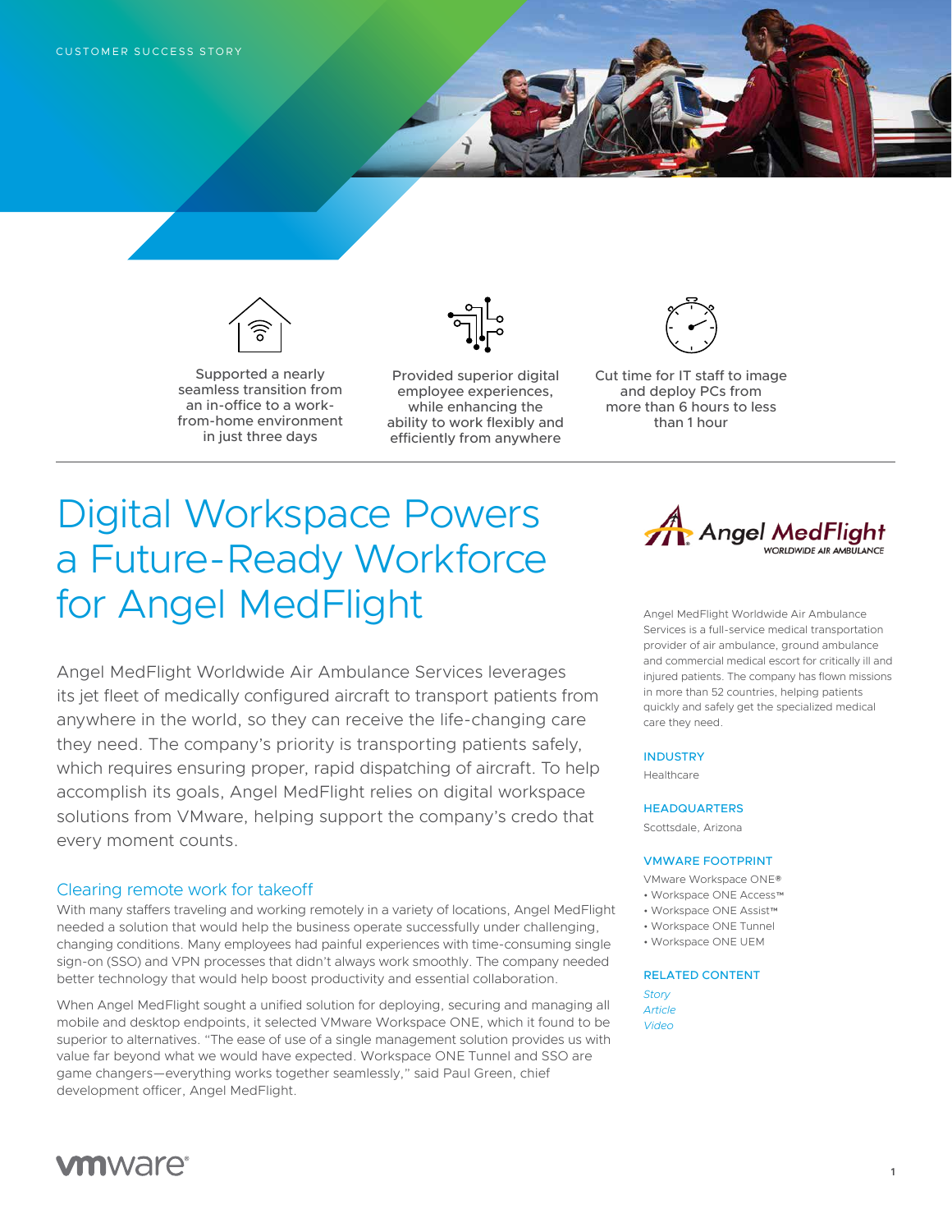CUSTOMER SUCCESS STORY

Supported a nearly seamless transition from an in-office to a work-from-home environment in just three days

Provided superior digital employee experiences, while enhancing the ability to work flexibly and efficiently from anywhere

Cut time for IT staff to image and deploy PCs from more than 6 hours to less than 1 hour

# Digital Workspace Powers a Future-Ready Workforce for Angel MedFlight

Angel MedFlight Worldwide Air Ambulance Services leverages its jet fleet of medically configured aircraft to transport patients from anywhere in the world, so they can receive the life-changing care they need. The company's priority is transporting patients safely, which requires ensuring proper, rapid dispatching of aircraft. To help accomplish its goals, Angel MedFlight relies on digital workspace solutions from VMware, helping support the company's credo that every moment counts.

## Clearing remote work for takeoff

With many staffers traveling and working remotely in a variety of locations, Angel MedFlight needed a solution that would help the business operate successfully under challenging, changing conditions. Many employees had painful experiences with time-consuming single sign-on (SSO) and VPN processes that didn't always work smoothly. The company needed better technology that would help boost productivity and essential collaboration.

When Angel MedFlight sought a unified solution for deploying, securing and managing all mobile and desktop endpoints, it selected VMware Workspace ONE, which it found to be superior to alternatives. "The ease of use of a single management solution provides us with value far beyond what we would have expected. Workspace ONE Tunnel and SSO are game changers—everything works together seamlessly," said Paul Green, chief development officer, Angel MedFlight.

Angel MedFlight
WORLDWIDE AIR AMBULANCE

Angel MedFlight Worldwide Air Ambulance Services is a full-service medical transportation provider of air ambulance, ground ambulance and commercial medical escort for critically ill and injured patients. The company has flown missions in more than 52 countries, helping patients quickly and safely get the specialized medical care they need.

**INDUSTRY**

Healthcare

**HEADQUARTERS**

Scottsdale, Arizona

**VMWARE FOOTPRINT**

VMware Workspace ONE®
- Workspace ONE Access™
- Workspace ONE Assist™
- Workspace ONE Tunnel
- Workspace ONE UEM

**RELATED CONTENT**

*Story*
*Article*
*Video*

vmware®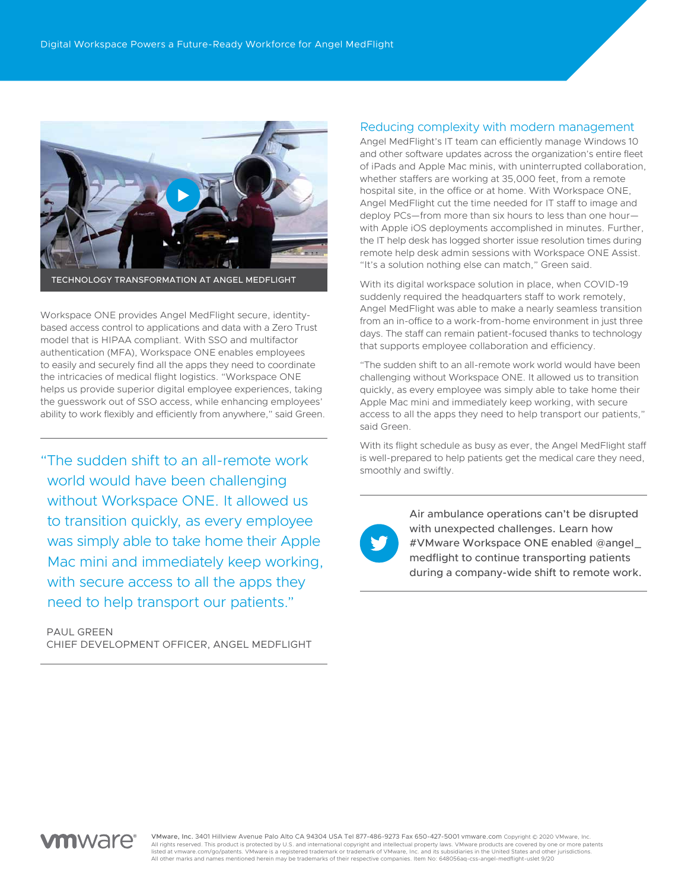TECHNOLOGY TRANSFORMATION AT ANGEL MEDFLIGHT

Workspace ONE provides Angel MedFlight secure, identity-based access control to applications and data with a Zero Trust model that is HIPAA compliant. With SSO and multifactor authentication (MFA), Workspace ONE enables employees to easily and securely find all the apps they need to coordinate the intricacies of medical flight logistics. "Workspace ONE helps us provide superior digital employee experiences, taking the guesswork out of SSO access, while enhancing employees' ability to work flexibly and efficiently from anywhere," said Green.

> "The sudden shift to an all-remote work world would have been challenging without Workspace ONE. It allowed us to transition quickly, as every employee was simply able to take home their Apple Mac mini and immediately keep working, with secure access to all the apps they need to help transport our patients."
>
> PAUL GREEN
> CHIEF DEVELOPMENT OFFICER, ANGEL MEDFLIGHT

## Reducing complexity with modern management

Angel MedFlight's IT team can efficiently manage Windows 10 and other software updates across the organization's entire fleet of iPads and Apple Mac minis, with uninterrupted collaboration, whether staffers are working at 35,000 feet, from a remote hospital site, in the office or at home. With Workspace ONE, Angel MedFlight cut the time needed for IT staff to image and deploy PCs—from more than six hours to less than one hour—with Apple iOS deployments accomplished in minutes. Further, the IT help desk has logged shorter issue resolution times during remote help desk admin sessions with Workspace ONE Assist. "It's a solution nothing else can match," Green said.

With its digital workspace solution in place, when COVID-19 suddenly required the headquarters staff to work remotely, Angel MedFlight was able to make a nearly seamless transition from an in-office to a work-from-home environment in just three days. The staff can remain patient-focused thanks to technology that supports employee collaboration and efficiency.

"The sudden shift to an all-remote work world would have been challenging without Workspace ONE. It allowed us to transition quickly, as every employee was simply able to take home their Apple Mac mini and immediately keep working, with secure access to all the apps they need to help transport our patients," said Green.

With its flight schedule as busy as ever, the Angel MedFlight staff is well-prepared to help patients get the medical care they need, smoothly and swiftly.

Air ambulance operations can't be disrupted with unexpected challenges. Learn how #VMware Workspace ONE enabled @angel_medflight to continue transporting patients during a company-wide shift to remote work.

VMware, Inc. 3401 Hillview Avenue Palo Alto CA 94304 USA Tel 877-486-9273 Fax 650-427-5001 vmware.com Copyright © 2020 VMware, Inc. All rights reserved. This product is protected by U.S. and international copyright and intellectual property laws. VMware products are covered by one or more patents listed at vmware.com/go/patents. VMware is a registered trademark or trademark of VMware, Inc. and its subsidiaries in the United States and other jurisdictions. All other marks and names mentioned herein may be trademarks of their respective companies. Item No: 648056aq-css-angel-medflight-uslet 9/20